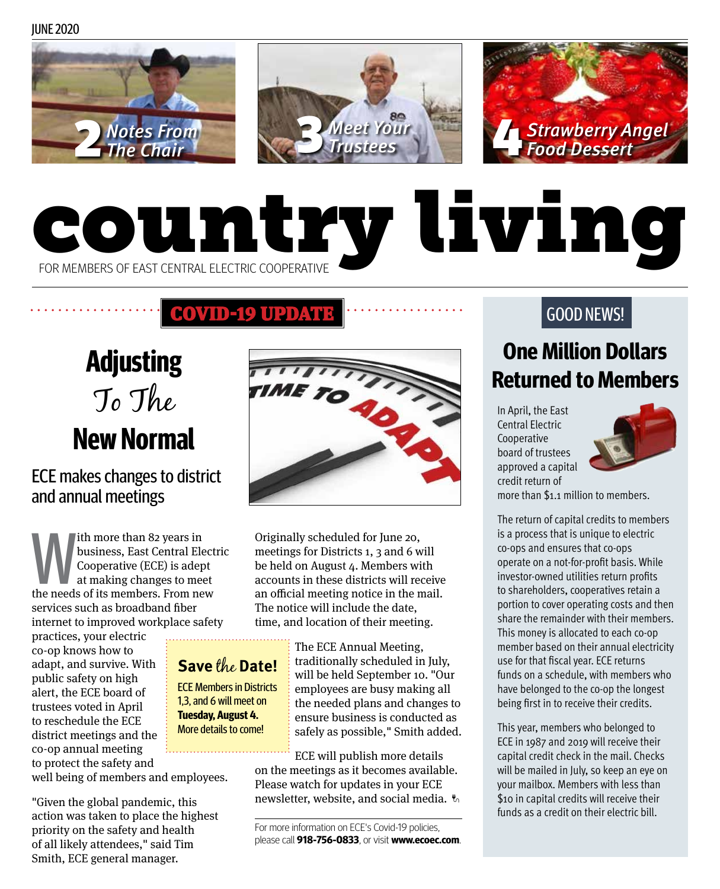JUNE 2020

**2** Notes From The Chair

**3** Meet Your Trustees

**4** Strawberry Angel Food Dessert

# country living

FOR MEMBERS OF EAST CENTRAL ELECTRIC COOPERATIVE

**COVID-19 UPDATE**

## Adjusting To The New Normal

### ECE makes changes to district and annual meetings

With more than 82 years in business, East Central Electric Cooperative (ECE) is adept at making changes to meet the needs of its members. From new services such as broadband fiber internet to improved workplace safety practices, your electric co-op knows how to adapt, and survive. With public safety on high alert, the ECE board of trustees voted in April to reschedule the ECE district meetings and the co-op annual meeting to protect the safety and well being of members and employees.

"Given the global pandemic, this action was taken to place the highest priority on the safety and health of all likely attendees," said Tim Smith, ECE general manager.

Originally scheduled for June 20, meetings for Districts 1, 3 and 6 will be held on August 4. Members with accounts in these districts will receive an official meeting notice in the mail. The notice will include the date, time, and location of their meeting.

> **Save the Date!**
> ECE Members in Districts 1,3, and 6 will meet on **Tuesday, August 4.**
> More details to come!

The ECE Annual Meeting, traditionally scheduled in July, will be held September 10. "Our employees are busy making all the needed plans and changes to ensure business is conducted as safely as possible," Smith added.

ECE will publish more details on the meetings as it becomes available. Please watch for updates in your ECE newsletter, website, and social media.

For more information on ECE's Covid-19 policies, please call **918-756-0833**, or visit **www.ecoec.com**.

---

**GOOD NEWS!**

## One Million Dollars Returned to Members

In April, the East Central Electric Cooperative board of trustees approved a capital credit return of more than $1.1 million to members.

The return of capital credits to members is a process that is unique to electric co-ops and ensures that co-ops operate on a not-for-profit basis. While investor-owned utilities return profits to shareholders, cooperatives retain a portion to cover operating costs and then share the remainder with their members. This money is allocated to each co-op member based on their annual electricity use for that fiscal year. ECE returns funds on a schedule, with members who have belonged to the co-op the longest being first in to receive their credits.

This year, members who belonged to ECE in 1987 and 2019 will receive their capital credit check in the mail. Checks will be mailed in July, so keep an eye on your mailbox. Members with less than $10 in capital credits will receive their funds as a credit on their electric bill.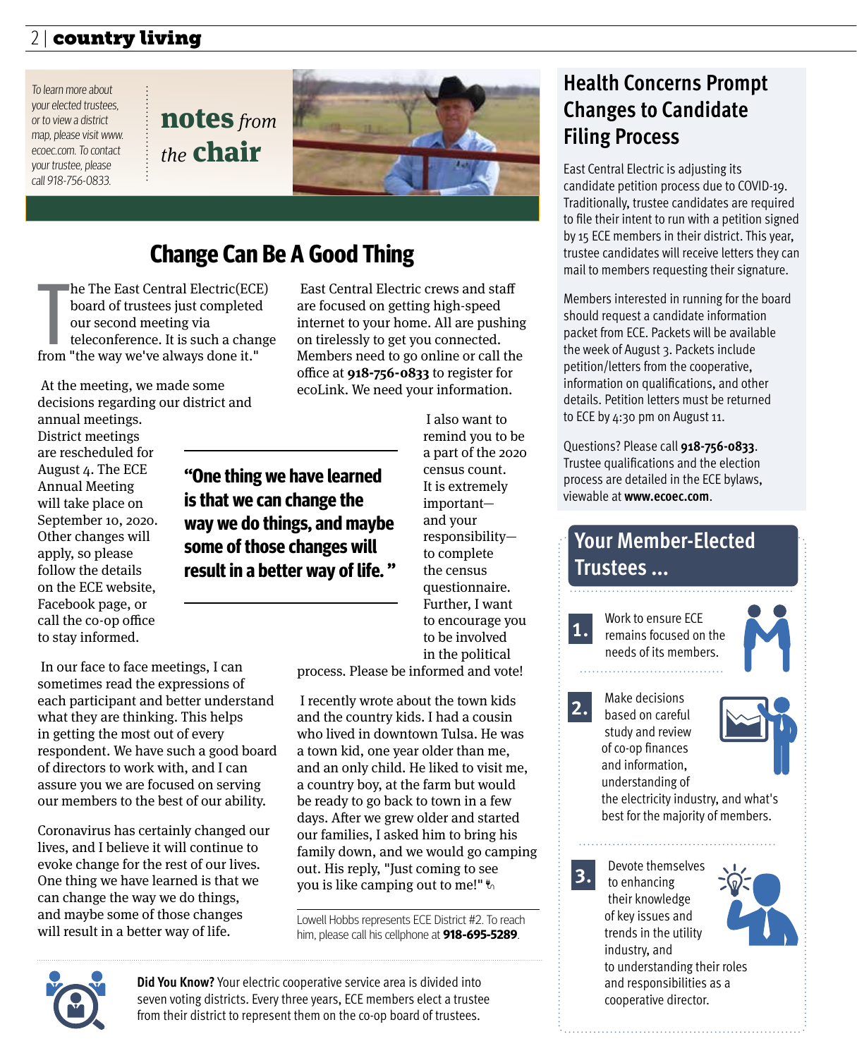*To learn more about your elected trustees, or to view a district map, please visit www.ecoec.com. To contact your trustee, please call 918-756-0833.*

## notes *from the* chair

# Change Can Be A Good Thing

The The East Central Electric(ECE) board of trustees just completed our second meeting via teleconference. It is such a change from "the way we've always done it."

At the meeting, we made some decisions regarding our district and annual meetings. District meetings are rescheduled for August 4. The ECE Annual Meeting will take place on September 10, 2020. Other changes will apply, so please follow the details on the ECE website, Facebook page, or call the co-op office to stay informed.

In our face to face meetings, I can sometimes read the expressions of each participant and better understand what they are thinking. This helps in getting the most out of every respondent. We have such a good board of directors to work with, and I can assure you we are focused on serving our members to the best of our ability.

Coronavirus has certainly changed our lives, and I believe it will continue to evoke change for the rest of our lives. One thing we have learned is that we can change the way we do things, and maybe some of those changes will result in a better way of life.

**"One thing we have learned is that we can change the way we do things, and maybe some of those changes will result in a better way of life."**

East Central Electric crews and staff are focused on getting high-speed internet to your home. All are pushing on tirelessly to get you connected. Members need to go online or call the office at **918-756-0833** to register for ecoLink. We need your information.

I also want to remind you to be a part of the 2020 census count. It is extremely important—and your responsibility—to complete the census questionnaire. Further, I want to encourage you to be involved in the political process. Please be informed and vote!

I recently wrote about the town kids and the country kids. I had a cousin who lived in downtown Tulsa. He was a town kid, one year older than me, and an only child. He liked to visit me, a country boy, at the farm but would be ready to go back to town in a few days. After we grew older and started our families, I asked him to bring his family down, and we would go camping out. His reply, "Just coming to see you is like camping out to me!"

Lowell Hobbs represents ECE District #2. To reach him, please call his cellphone at **918-695-5289**.

**Did You Know?** Your electric cooperative service area is divided into seven voting districts. Every three years, ECE members elect a trustee from their district to represent them on the co-op board of trustees.

## Health Concerns Prompt Changes to Candidate Filing Process

East Central Electric is adjusting its candidate petition process due to COVID-19. Traditionally, trustee candidates are required to file their intent to run with a petition signed by 15 ECE members in their district. This year, trustee candidates will receive letters they can mail to members requesting their signature.

Members interested in running for the board should request a candidate information packet from ECE. Packets will be available the week of August 3. Packets include petition/letters from the cooperative, information on qualifications, and other details. Petition letters must be returned to ECE by 4:30 pm on August 11.

Questions? Please call **918-756-0833**. Trustee qualifications and the election process are detailed in the ECE bylaws, viewable at **www.ecoec.com**.

## Your Member-Elected Trustees ...

1. Work to ensure ECE remains focused on the needs of its members.
2. Make decisions based on careful study and review of co-op finances and information, understanding of the electricity industry, and what's best for the majority of members.
3. Devote themselves to enhancing their knowledge of key issues and trends in the utility industry, and to understanding their roles and responsibilities as a cooperative director.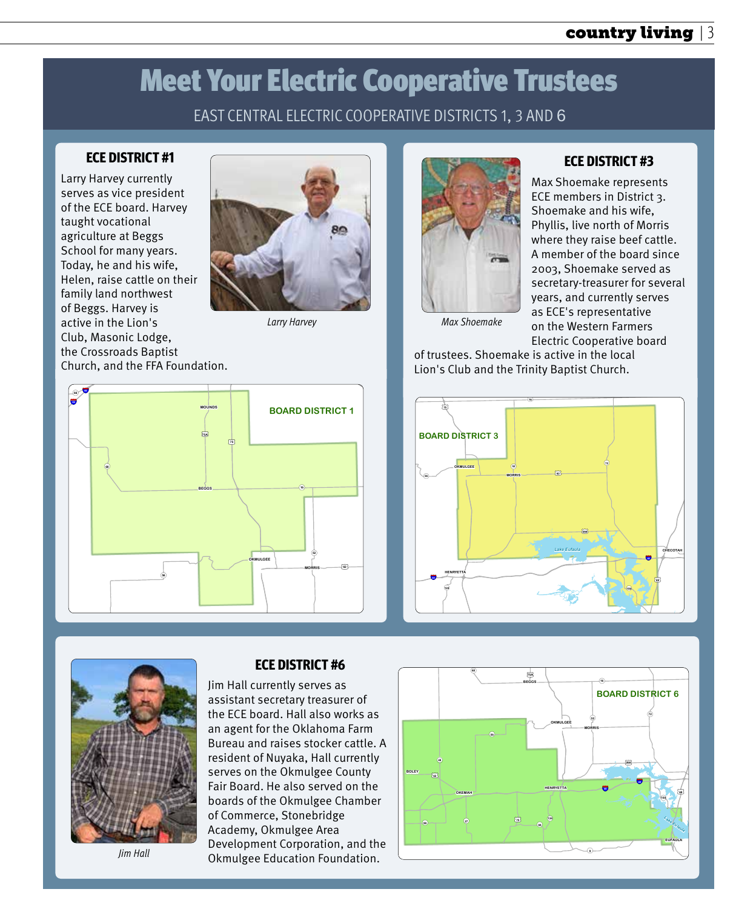# Meet Your Electric Cooperative Trustees

EAST CENTRAL ELECTRIC COOPERATIVE DISTRICTS 1, 3 AND 6

## ECE DISTRICT #1

Larry Harvey currently serves as vice president of the ECE board. Harvey taught vocational agriculture at Beggs School for many years. Today, he and his wife, Helen, raise cattle on their family land northwest of Beggs. Harvey is active in the Lion's Club, Masonic Lodge, the Crossroads Baptist Church, and the FFA Foundation.

*Larry Harvey*

BOARD DISTRICT 1

## ECE DISTRICT #3

Max Shoemake represents ECE members in District 3. Shoemake and his wife, Phyllis, live north of Morris where they raise beef cattle. A member of the board since 2003, Shoemake served as secretary-treasurer for several years, and currently serves as ECE's representative on the Western Farmers Electric Cooperative board of trustees. Shoemake is active in the local Lion's Club and the Trinity Baptist Church.

*Max Shoemake*

BOARD DISTRICT 3

## ECE DISTRICT #6

Jim Hall currently serves as assistant secretary treasurer of the ECE board. Hall also works as an agent for the Oklahoma Farm Bureau and raises stocker cattle. A resident of Nuyaka, Hall currently serves on the Okmulgee County Fair Board. He also served on the boards of the Okmulgee Chamber of Commerce, Stonebridge Academy, Okmulgee Area Development Corporation, and the Okmulgee Education Foundation.

*Jim Hall*

BOARD DISTRICT 6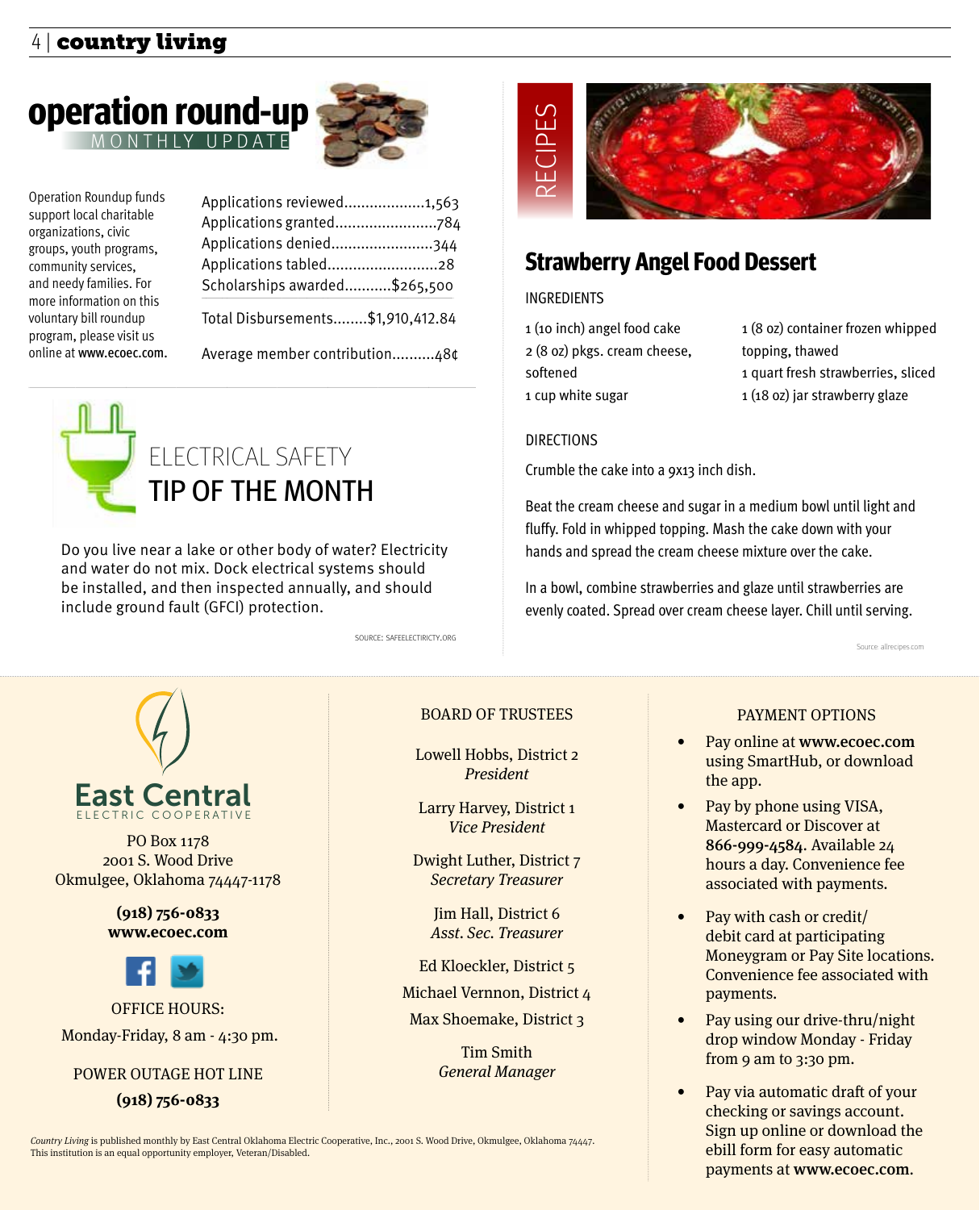## operation round-up

MONTHLY UPDATE

Operation Roundup funds support local charitable organizations, civic groups, youth programs, community services, and needy families. For more information on this voluntary bill roundup program, please visit us online at www.ecoec.com.

Applications reviewed...................1,563
Applications granted........................784
Applications denied........................344
Applications tabled..........................28
Scholarships awarded...........$265,500

Total Disbursements........$1,910,412.84

Average member contribution..........48¢

## ELECTRICAL SAFETY TIP OF THE MONTH

Do you live near a lake or other body of water? Electricity and water do not mix. Dock electrical systems should be installed, and then inspected annually, and should include ground fault (GFCI) protection.

SOURCE: SAFEELECTIRICTY.ORG

## RECIPES

### Strawberry Angel Food Dessert

INGREDIENTS

- 1 (10 inch) angel food cake
- 2 (8 oz) pkgs. cream cheese, softened
- 1 cup white sugar
- 1 (8 oz) container frozen whipped topping, thawed
- 1 quart fresh strawberries, sliced
- 1 (18 oz) jar strawberry glaze

DIRECTIONS

Crumble the cake into a 9x13 inch dish.

Beat the cream cheese and sugar in a medium bowl until light and fluffy. Fold in whipped topping. Mash the cake down with your hands and spread the cream cheese mixture over the cake.

In a bowl, combine strawberries and glaze until strawberries are evenly coated. Spread over cream cheese layer. Chill until serving.

Source: allrecipes.com

**East Central**
ELECTRIC COOPERATIVE

PO Box 1178
2001 S. Wood Drive
Okmulgee, Oklahoma 74447-1178

**(918) 756-0833**
**www.ecoec.com**

OFFICE HOURS:

Monday-Friday, 8 am - 4:30 pm.

POWER OUTAGE HOT LINE

**(918) 756-0833**

BOARD OF TRUSTEES

Lowell Hobbs, District 2
*President*

Larry Harvey, District 1
*Vice President*

Dwight Luther, District 7
*Secretary Treasurer*

Jim Hall, District 6
*Asst. Sec. Treasurer*

Ed Kloeckler, District 5

Michael Vernnon, District 4

Max Shoemake, District 3

Tim Smith
*General Manager*

PAYMENT OPTIONS

- Pay online at **www.ecoec.com** using SmartHub, or download the app.
- Pay by phone using VISA, Mastercard or Discover at **866-999-4584**. Available 24 hours a day. Convenience fee associated with payments.
- Pay with cash or credit/debit card at participating Moneygram or Pay Site locations. Convenience fee associated with payments.
- Pay using our drive-thru/night drop window Monday - Friday from 9 am to 3:30 pm.
- Pay via automatic draft of your checking or savings account. Sign up online or download the ebill form for easy automatic payments at **www.ecoec.com**.

*Country Living* is published monthly by East Central Oklahoma Electric Cooperative, Inc., 2001 S. Wood Drive, Okmulgee, Oklahoma 74447. This institution is an equal opportunity employer, Veteran/Disabled.